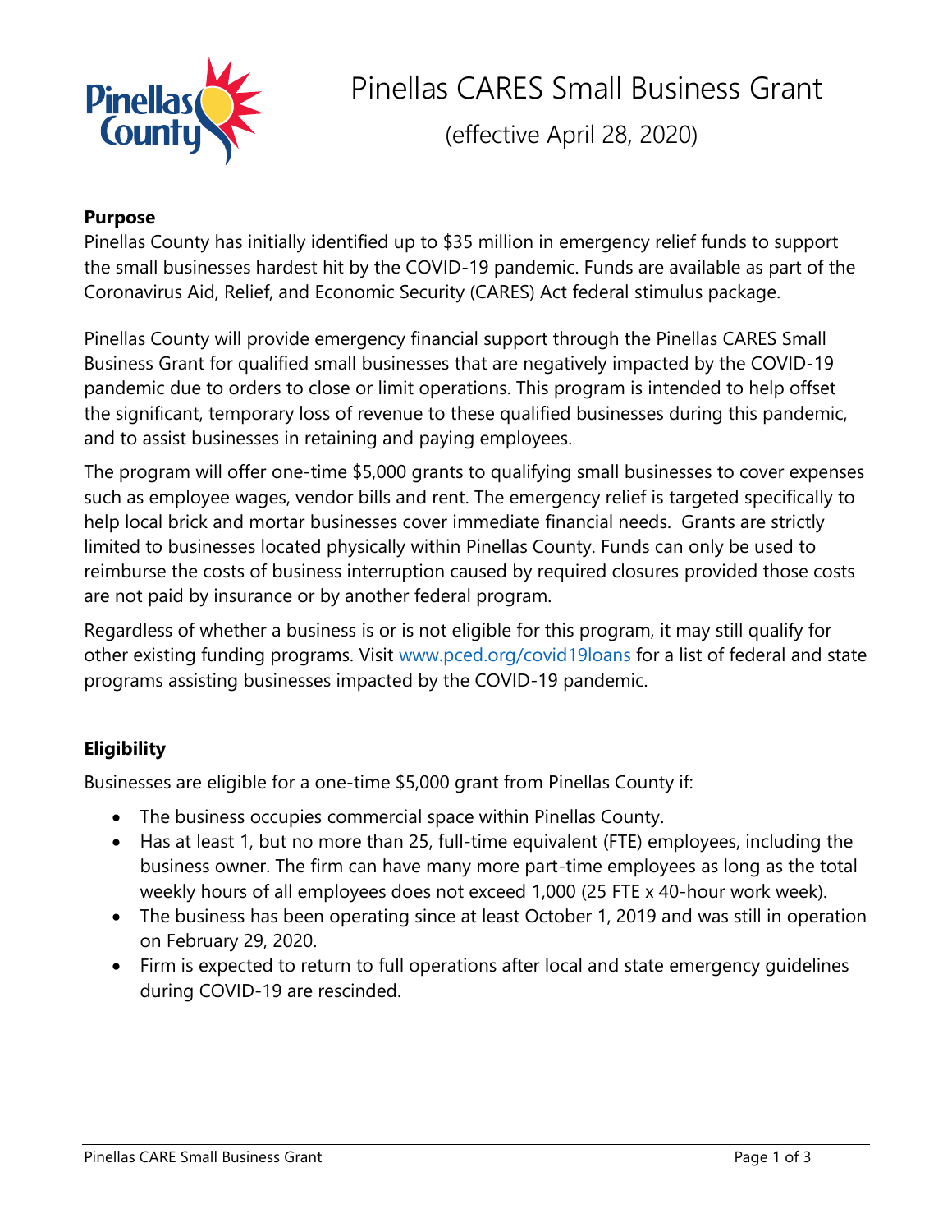# Pinellas CARES Small Business Grant

(effective April 28, 2020)

**Purpose**

Pinellas County has initially identified up to $35 million in emergency relief funds to support the small businesses hardest hit by the COVID-19 pandemic. Funds are available as part of the Coronavirus Aid, Relief, and Economic Security (CARES) Act federal stimulus package.

Pinellas County will provide emergency financial support through the Pinellas CARES Small Business Grant for qualified small businesses that are negatively impacted by the COVID-19 pandemic due to orders to close or limit operations. This program is intended to help offset the significant, temporary loss of revenue to these qualified businesses during this pandemic, and to assist businesses in retaining and paying employees.

The program will offer one-time $5,000 grants to qualifying small businesses to cover expenses such as employee wages, vendor bills and rent. The emergency relief is targeted specifically to help local brick and mortar businesses cover immediate financial needs. Grants are strictly limited to businesses located physically within Pinellas County. Funds can only be used to reimburse the costs of business interruption caused by required closures provided those costs are not paid by insurance or by another federal program.

Regardless of whether a business is or is not eligible for this program, it may still qualify for other existing funding programs. Visit [www.pced.org/covid19loans](www.pced.org/covid19loans) for a list of federal and state programs assisting businesses impacted by the COVID-19 pandemic.

**Eligibility**

Businesses are eligible for a one-time $5,000 grant from Pinellas County if:

- The business occupies commercial space within Pinellas County.
- Has at least 1, but no more than 25, full-time equivalent (FTE) employees, including the business owner. The firm can have many more part-time employees as long as the total weekly hours of all employees does not exceed 1,000 (25 FTE x 40-hour work week).
- The business has been operating since at least October 1, 2019 and was still in operation on February 29, 2020.
- Firm is expected to return to full operations after local and state emergency guidelines during COVID-19 are rescinded.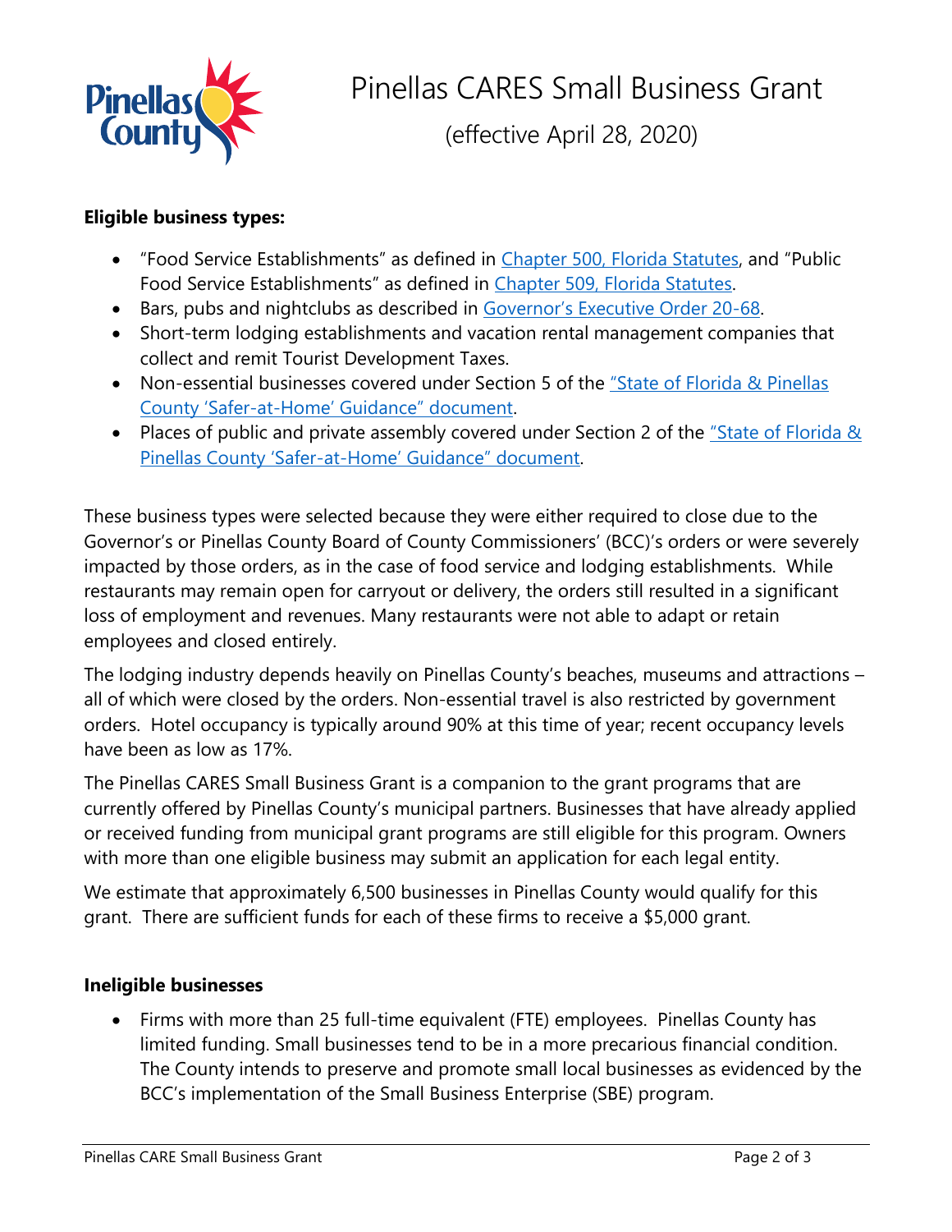# Pinellas CARES Small Business Grant

(effective April 28, 2020)

**Eligible business types:**

- "Food Service Establishments" as defined in Chapter 500, Florida Statutes, and "Public Food Service Establishments" as defined in Chapter 509, Florida Statutes.
- Bars, pubs and nightclubs as described in Governor's Executive Order 20-68.
- Short-term lodging establishments and vacation rental management companies that collect and remit Tourist Development Taxes.
- Non-essential businesses covered under Section 5 of the "State of Florida & Pinellas County 'Safer-at-Home' Guidance" document.
- Places of public and private assembly covered under Section 2 of the "State of Florida & Pinellas County 'Safer-at-Home' Guidance" document.

These business types were selected because they were either required to close due to the Governor's or Pinellas County Board of County Commissioners' (BCC)'s orders or were severely impacted by those orders, as in the case of food service and lodging establishments. While restaurants may remain open for carryout or delivery, the orders still resulted in a significant loss of employment and revenues. Many restaurants were not able to adapt or retain employees and closed entirely.

The lodging industry depends heavily on Pinellas County's beaches, museums and attractions – all of which were closed by the orders. Non-essential travel is also restricted by government orders. Hotel occupancy is typically around 90% at this time of year; recent occupancy levels have been as low as 17%.

The Pinellas CARES Small Business Grant is a companion to the grant programs that are currently offered by Pinellas County's municipal partners. Businesses that have already applied or received funding from municipal grant programs are still eligible for this program. Owners with more than one eligible business may submit an application for each legal entity.

We estimate that approximately 6,500 businesses in Pinellas County would qualify for this grant. There are sufficient funds for each of these firms to receive a $5,000 grant.

**Ineligible businesses**

- Firms with more than 25 full-time equivalent (FTE) employees. Pinellas County has limited funding. Small businesses tend to be in a more precarious financial condition. The County intends to preserve and promote small local businesses as evidenced by the BCC's implementation of the Small Business Enterprise (SBE) program.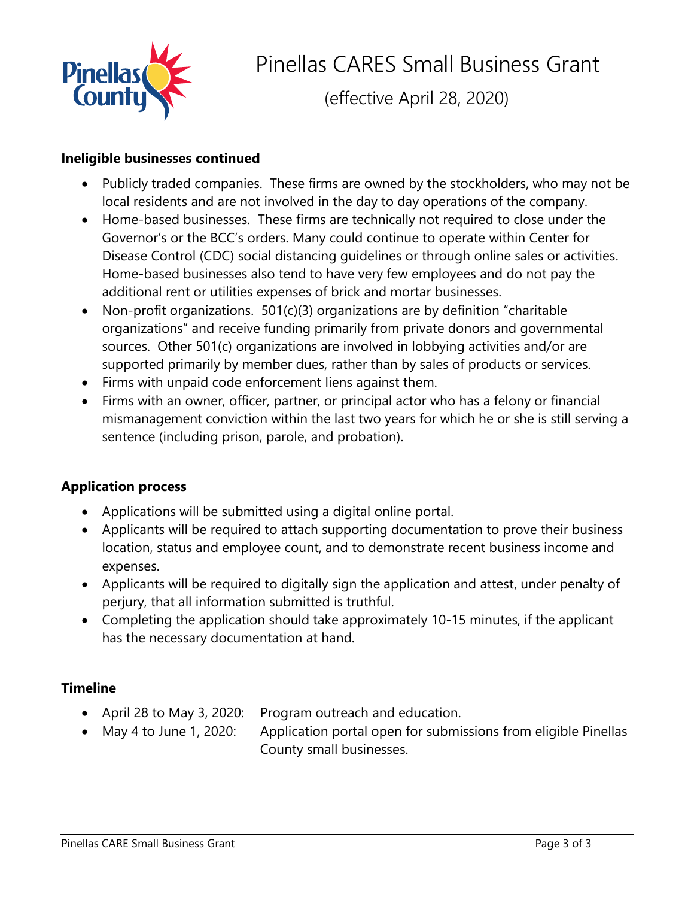# Pinellas CARES Small Business Grant

(effective April 28, 2020)

**Ineligible businesses continued**

- Publicly traded companies. These firms are owned by the stockholders, who may not be local residents and are not involved in the day to day operations of the company.
- Home-based businesses. These firms are technically not required to close under the Governor's or the BCC's orders. Many could continue to operate within Center for Disease Control (CDC) social distancing guidelines or through online sales or activities. Home-based businesses also tend to have very few employees and do not pay the additional rent or utilities expenses of brick and mortar businesses.
- Non-profit organizations. 501(c)(3) organizations are by definition "charitable organizations" and receive funding primarily from private donors and governmental sources. Other 501(c) organizations are involved in lobbying activities and/or are supported primarily by member dues, rather than by sales of products or services.
- Firms with unpaid code enforcement liens against them.
- Firms with an owner, officer, partner, or principal actor who has a felony or financial mismanagement conviction within the last two years for which he or she is still serving a sentence (including prison, parole, and probation).

**Application process**

- Applications will be submitted using a digital online portal.
- Applicants will be required to attach supporting documentation to prove their business location, status and employee count, and to demonstrate recent business income and expenses.
- Applicants will be required to digitally sign the application and attest, under penalty of perjury, that all information submitted is truthful.
- Completing the application should take approximately 10-15 minutes, if the applicant has the necessary documentation at hand.

**Timeline**

- April 28 to May 3, 2020: Program outreach and education.
- May 4 to June 1, 2020: Application portal open for submissions from eligible Pinellas County small businesses.